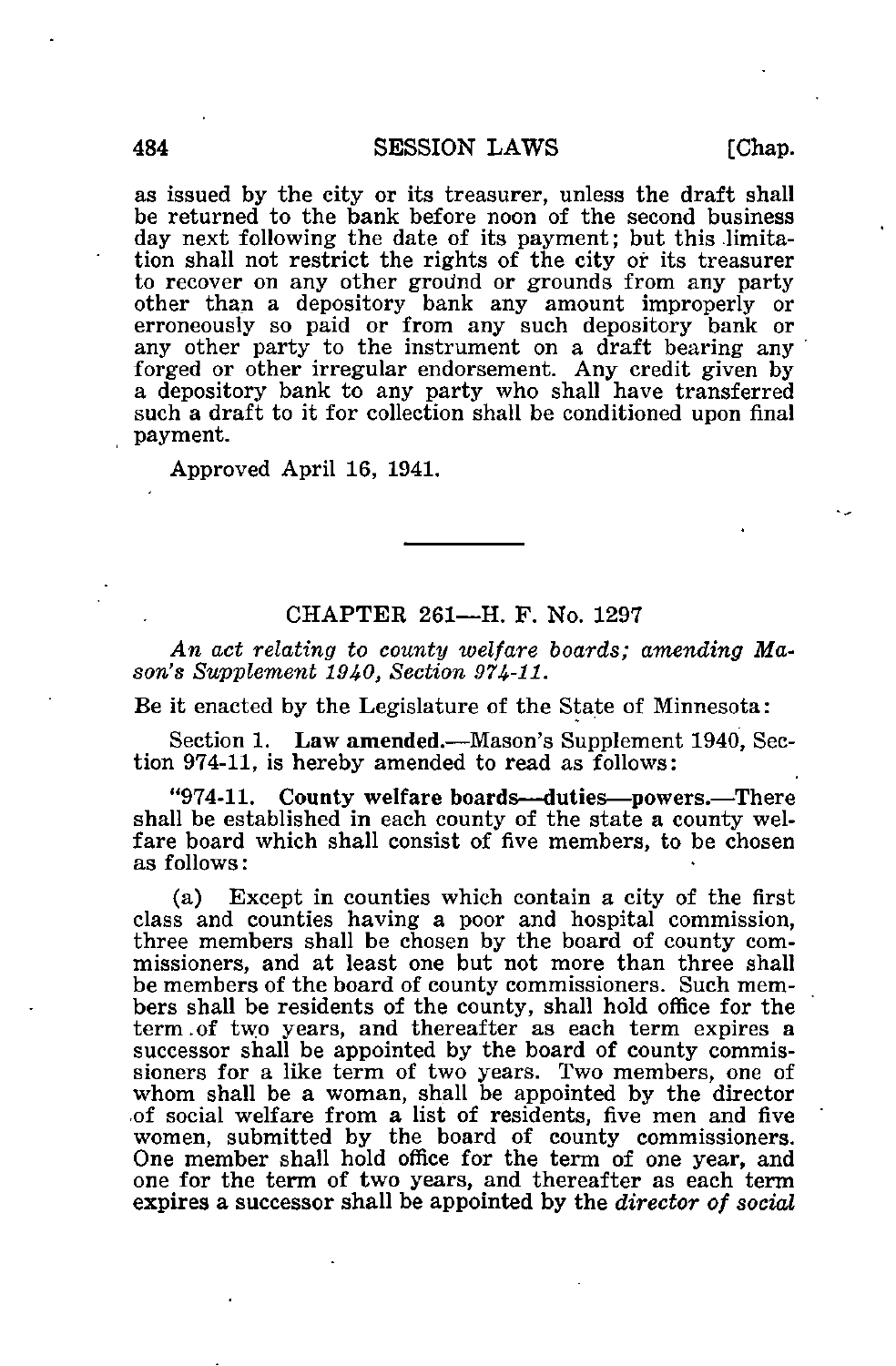as issued by the city or its treasurer, unless the draft shall be returned to the bank before noon of the second business day next following the date of its payment; but this limitation shall not restrict the rights of the city or its treasurer to recover on any other ground or grounds from any party other than a depository bank any amount improperly or erroneously so paid or from any such depository bank or any other party to the instrument on a draft bearing any forged or other irregular endorsement. Any credit given by a depository bank to any party who shall have transferred such a draft to it for collection shall be conditioned upon final payment.

Approved April 16, 1941.

---

## CHAPTER 261—H. F. No. 1297

*An act relating to county welfare boards; amending Mason's Supplement 1940, Section 974-11.*

Be it enacted by the Legislature of the State of Minnesota:

Section 1. **Law amended.**—Mason's Supplement 1940, Section 974-11, is hereby amended to read as follows:

"974-11. **County welfare boards—duties—powers.**—There shall be established in each county of the state a county welfare board which shall consist of five members, to be chosen as follows:

(a) Except in counties which contain a city of the first class and counties having a poor and hospital commission, three members shall be chosen by the board of county commissioners, and at least one but not more than three shall be members of the board of county commissioners. Such members shall be residents of the county, shall hold office for the term of two years, and thereafter as each term expires a successor shall be appointed by the board of county commissioners for a like term of two years. Two members, one of whom shall be a woman, shall be appointed by the director of social welfare from a list of residents, five men and five women, submitted by the board of county commissioners. One member shall hold office for the term of one year, and one for the term of two years, and thereafter as each term expires a successor shall be appointed by the *director of social*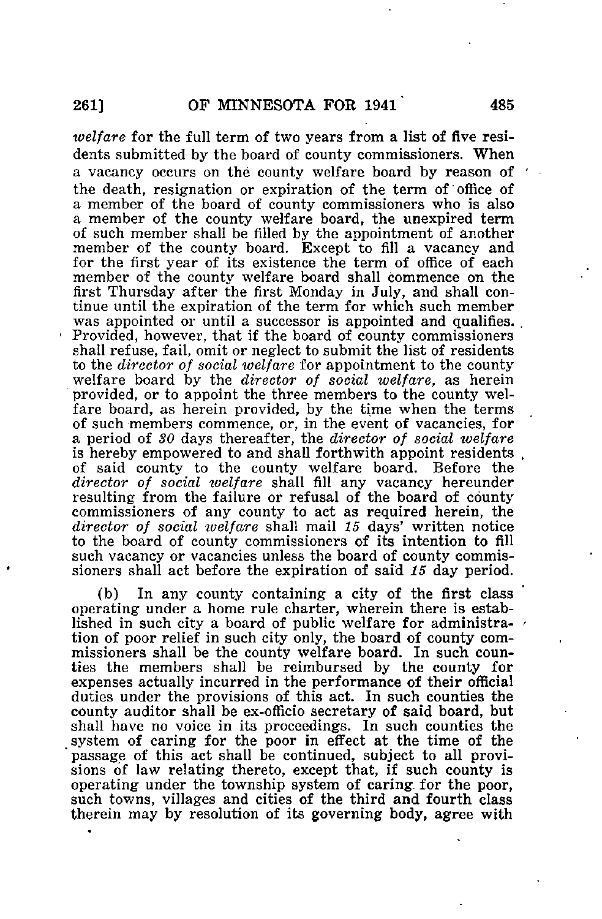*welfare* for the full term of two years from a list of five residents submitted by the board of county commissioners. When a vacancy occurs on the county welfare board by reason of the death, resignation or expiration of the term of office of a member of the board of county commissioners who is also a member of the county welfare board, the unexpired term of such member shall be filled by the appointment of another member of the county board. Except to fill a vacancy and for the first year of its existence the term of office of each member of the county welfare board shall commence on the first Thursday after the first Monday in July, and shall continue until the expiration of the term for which such member was appointed or until a successor is appointed and qualifies. Provided, however, that if the board of county commissioners shall refuse, fail, omit or neglect to submit the list of residents to the *director of social welfare* for appointment to the county welfare board by the *director of social welfare*, as herein provided, or to appoint the three members to the county welfare board, as herein provided, by the time when the terms of such members commence, or, in the event of vacancies, for a period of *30* days thereafter, the *director of social welfare* is hereby empowered to and shall forthwith appoint residents of said county to the county welfare board. Before the *director of social welfare* shall fill any vacancy hereunder resulting from the failure or refusal of the board of county commissioners of any county to act as required herein, the *director of social welfare* shall mail *15* days' written notice to the board of county commissioners of its intention to fill such vacancy or vacancies unless the board of county commissioners shall act before the expiration of said *15* day period.

(b) In any county containing a city of the first class operating under a home rule charter, wherein there is established in such city a board of public welfare for administration of poor relief in such city only, the board of county commissioners shall be the county welfare board. In such counties the members shall be reimbursed by the county for expenses actually incurred in the performance of their official duties under the provisions of this act. In such counties the county auditor shall be ex-officio secretary of said board, but shall have no voice in its proceedings. In such counties the system of caring for the poor in effect at the time of the passage of this act shall be continued, subject to all provisions of law relating thereto, except that, if such county is operating under the township system of caring for the poor, such towns, villages and cities of the third and fourth class therein may by resolution of its governing body, agree with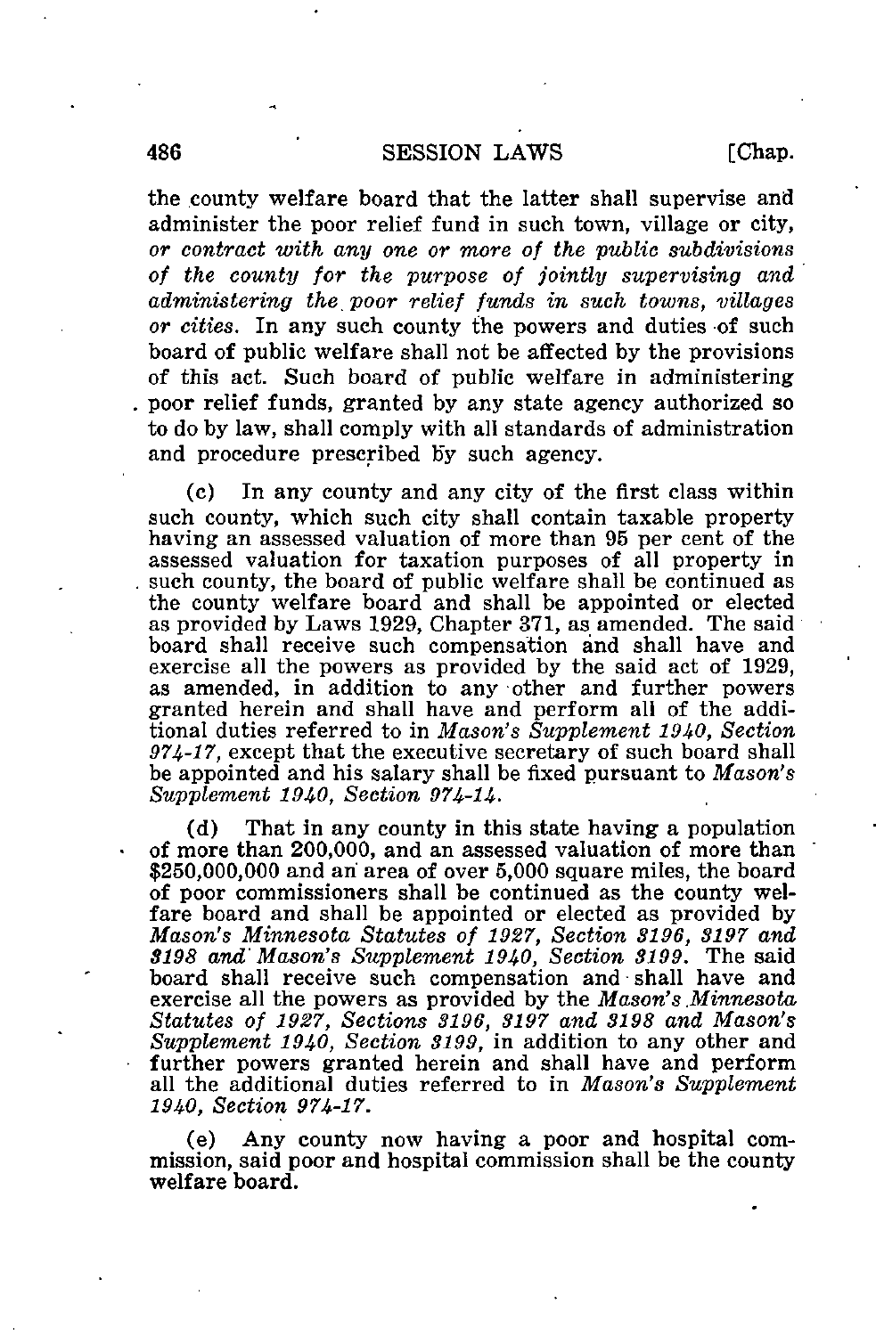the county welfare board that the latter shall supervise and administer the poor relief fund in such town, village or city, *or contract with any one or more of the public subdivisions of the county for the purpose of jointly supervising and administering the poor relief funds in such towns, villages or cities.* In any such county the powers and duties of such board of public welfare shall not be affected by the provisions of this act. Such board of public welfare in administering poor relief funds, granted by any state agency authorized so to do by law, shall comply with all standards of administration and procedure prescribed by such agency.

(c) In any county and any city of the first class within such county, which such city shall contain taxable property having an assessed valuation of more than 95 per cent of the assessed valuation for taxation purposes of all property in such county, the board of public welfare shall be continued as the county welfare board and shall be appointed or elected as provided by Laws 1929, Chapter 371, as amended. The said board shall receive such compensation and shall have and exercise all the powers as provided by the said act of 1929, as amended, in addition to any other and further powers granted herein and shall have and perform all of the additional duties referred to in *Mason's Supplement 1940, Section 974-17*, except that the executive secretary of such board shall be appointed and his salary shall be fixed pursuant to *Mason's Supplement 1940, Section 974-14*.

(d) That in any county in this state having a population of more than 200,000, and an assessed valuation of more than $250,000,000 and an area of over 5,000 square miles, the board of poor commissioners shall be continued as the county welfare board and shall be appointed or elected as provided by *Mason's Minnesota Statutes of 1927, Section 3196, 3197 and 3198 and Mason's Supplement 1940, Section 3199*. The said board shall receive such compensation and shall have and exercise all the powers as provided by the *Mason's Minnesota Statutes of 1927, Sections 3196, 3197 and 3198 and Mason's Supplement 1940, Section 3199*, in addition to any other and further powers granted herein and shall have and perform all the additional duties referred to in *Mason's Supplement 1940, Section 974-17*.

(e) Any county now having a poor and hospital commission, said poor and hospital commission shall be the county welfare board.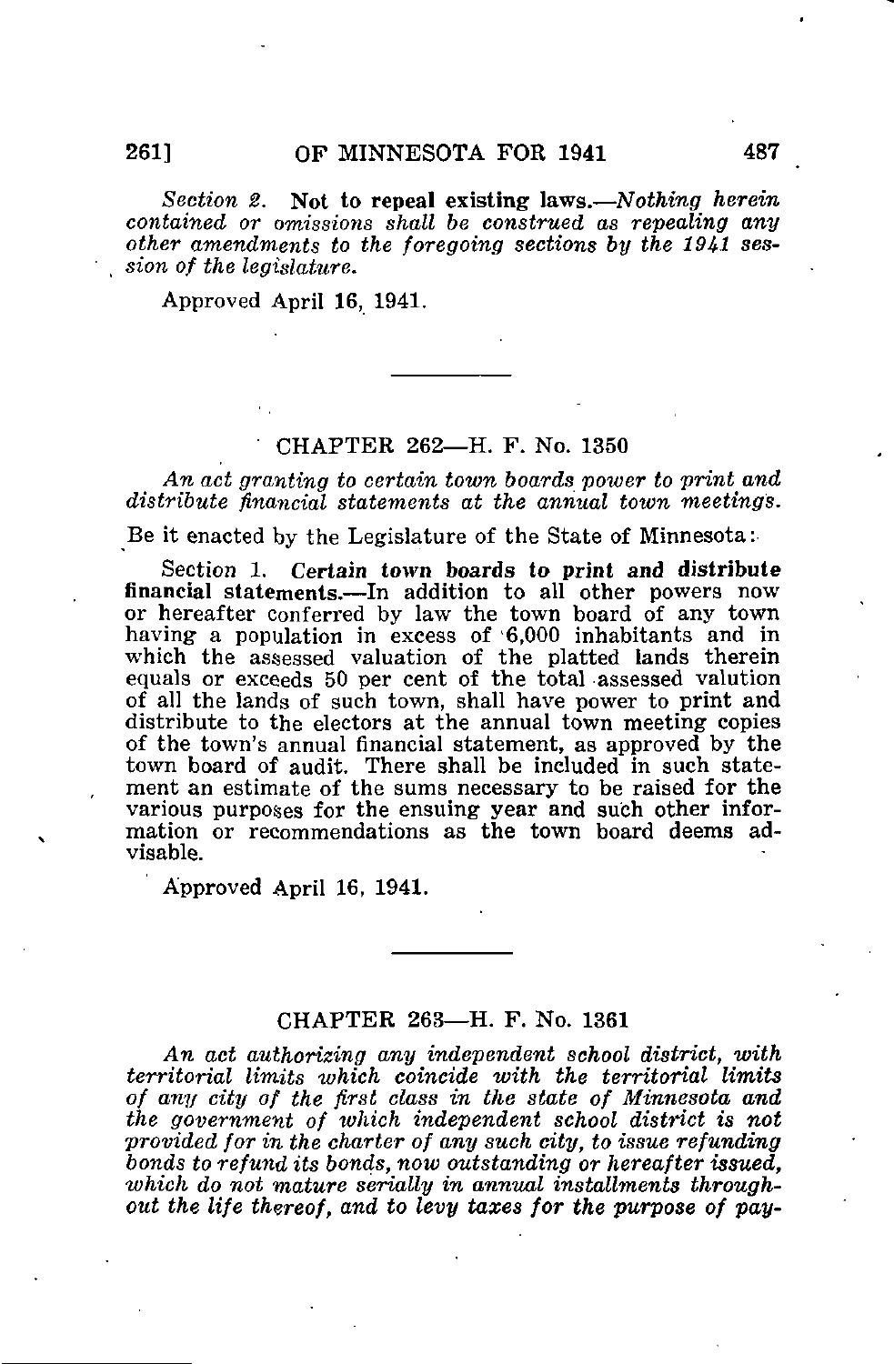*Section 2.* **Not to repeal existing laws.**—*Nothing herein contained or omissions shall be construed as repealing any other amendments to the foregoing sections by the 1941 session of the legislature.*

Approved April 16, 1941.

---

## CHAPTER 262—H. F. No. 1350

*An act granting to certain town boards power to print and distribute financial statements at the annual town meetings.*

Be it enacted by the Legislature of the State of Minnesota:

Section 1. **Certain town boards to print and distribute financial statements.**—In addition to all other powers now or hereafter conferred by law the town board of any town having a population in excess of 6,000 inhabitants and in which the assessed valuation of the platted lands therein equals or exceeds 50 per cent of the total assessed valution of all the lands of such town, shall have power to print and distribute to the electors at the annual town meeting copies of the town's annual financial statement, as approved by the town board of audit. There shall be included in such statement an estimate of the sums necessary to be raised for the various purposes for the ensuing year and such other information or recommendations as the town board deems advisable.

Approved April 16, 1941.

---

## CHAPTER 263—H. F. No. 1361

*An act authorizing any independent school district, with territorial limits which coincide with the territorial limits of any city of the first class in the state of Minnesota and the government of which independent school district is not provided for in the charter of any such city, to issue refunding bonds to refund its bonds, now outstanding or hereafter issued, which do not mature serially in annual installments throughout the life thereof, and to levy taxes for the purpose of pay-*